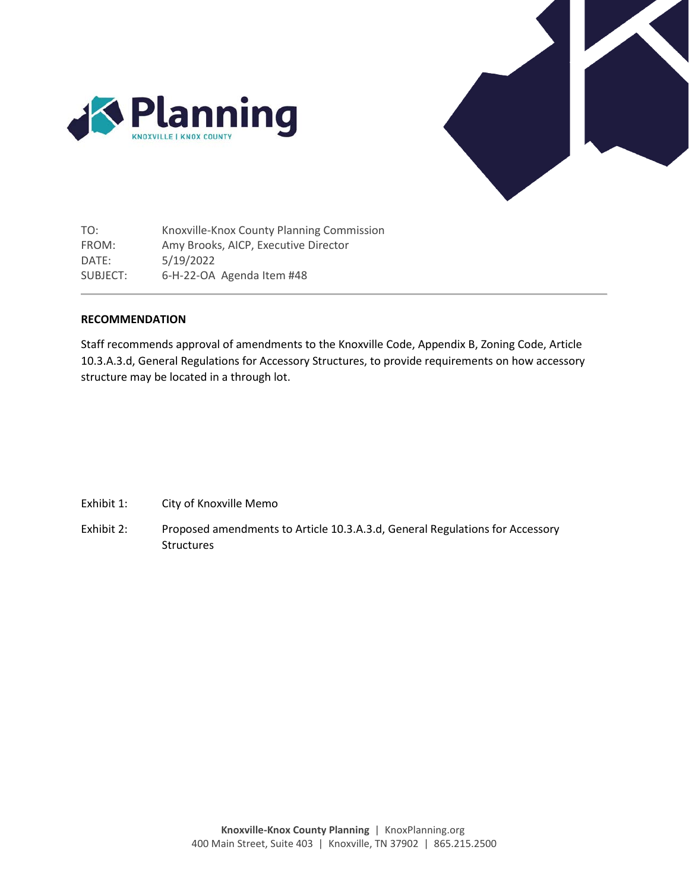Planning
KNOXVILLE | KNOX COUNTY

TO: Knoxville-Knox County Planning Commission
FROM: Amy Brooks, AICP, Executive Director
DATE: 5/19/2022
SUBJECT: 6-H-22-OA Agenda Item #48

---

**RECOMMENDATION**

Staff recommends approval of amendments to the Knoxville Code, Appendix B, Zoning Code, Article 10.3.A.3.d, General Regulations for Accessory Structures, to provide requirements on how accessory structure may be located in a through lot.

Exhibit 1: City of Knoxville Memo

Exhibit 2: Proposed amendments to Article 10.3.A.3.d, General Regulations for Accessory Structures

**Knoxville-Knox County Planning** | KnoxPlanning.org
400 Main Street, Suite 403 | Knoxville, TN 37902 | 865.215.2500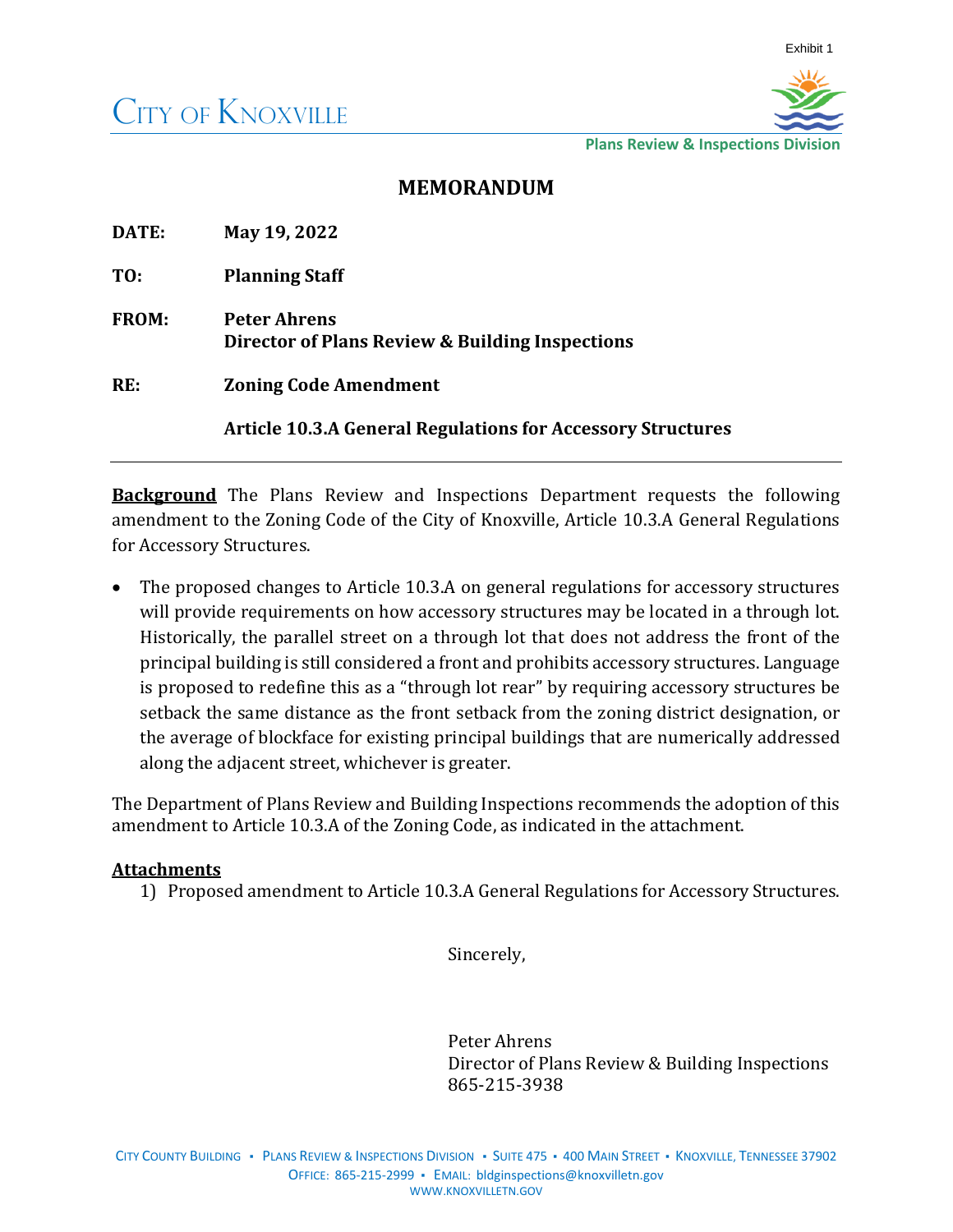Exhibit 1

City of Knoxville

Plans Review & Inspections Division

# MEMORANDUM

**DATE:** **May 19, 2022**

**TO:** **Planning Staff**

**FROM:** **Peter Ahrens**
**Director of Plans Review & Building Inspections**

**RE:** **Zoning Code Amendment**

**Article 10.3.A General Regulations for Accessory Structures**

---

**Background** The Plans Review and Inspections Department requests the following amendment to the Zoning Code of the City of Knoxville, Article 10.3.A General Regulations for Accessory Structures.

- The proposed changes to Article 10.3.A on general regulations for accessory structures will provide requirements on how accessory structures may be located in a through lot. Historically, the parallel street on a through lot that does not address the front of the principal building is still considered a front and prohibits accessory structures. Language is proposed to redefine this as a "through lot rear" by requiring accessory structures be setback the same distance as the front setback from the zoning district designation, or the average of blockface for existing principal buildings that are numerically addressed along the adjacent street, whichever is greater.

The Department of Plans Review and Building Inspections recommends the adoption of this amendment to Article 10.3.A of the Zoning Code, as indicated in the attachment.

**Attachments**

1) Proposed amendment to Article 10.3.A General Regulations for Accessory Structures.

Sincerely,

Peter Ahrens
Director of Plans Review & Building Inspections
865-215-3938

City County Building ▪ Plans Review & Inspections Division ▪ Suite 475 ▪ 400 Main Street ▪ Knoxville, Tennessee 37902
Office: 865-215-2999 ▪ Email: bldginspections@knoxvilletn.gov
www.knoxvilletn.gov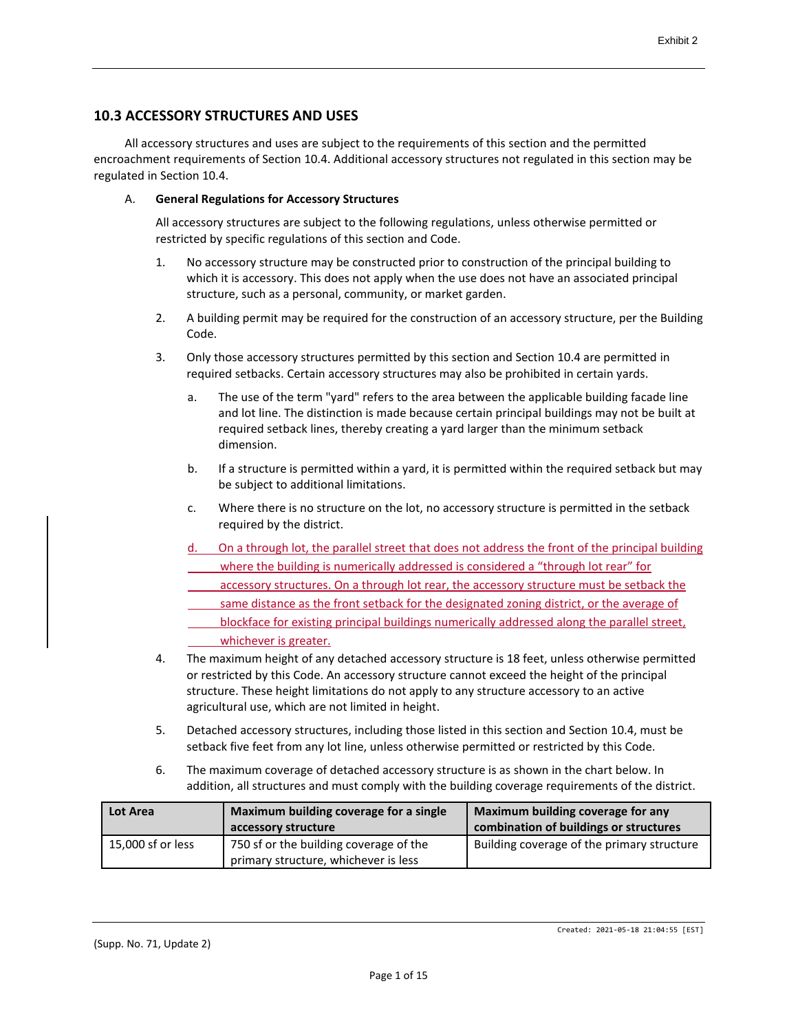## 10.3 ACCESSORY STRUCTURES AND USES

All accessory structures and uses are subject to the requirements of this section and the permitted encroachment requirements of Section 10.4. Additional accessory structures not regulated in this section may be regulated in Section 10.4.

A. **General Regulations for Accessory Structures**

All accessory structures are subject to the following regulations, unless otherwise permitted or restricted by specific regulations of this section and Code.

1. No accessory structure may be constructed prior to construction of the principal building to which it is accessory. This does not apply when the use does not have an associated principal structure, such as a personal, community, or market garden.

2. A building permit may be required for the construction of an accessory structure, per the Building Code.

3. Only those accessory structures permitted by this section and Section 10.4 are permitted in required setbacks. Certain accessory structures may also be prohibited in certain yards.

   a. The use of the term "yard" refers to the area between the applicable building facade line and lot line. The distinction is made because certain principal buildings may not be built at required setback lines, thereby creating a yard larger than the minimum setback dimension.

   b. If a structure is permitted within a yard, it is permitted within the required setback but may be subject to additional limitations.

   c. Where there is no structure on the lot, no accessory structure is permitted in the setback required by the district.

   d. On a through lot, the parallel street that does not address the front of the principal building where the building is numerically addressed is considered a "through lot rear" for accessory structures. On a through lot rear, the accessory structure must be setback the same distance as the front setback for the designated zoning district, or the average of blockface for existing principal buildings numerically addressed along the parallel street, whichever is greater.

4. The maximum height of any detached accessory structure is 18 feet, unless otherwise permitted or restricted by this Code. An accessory structure cannot exceed the height of the principal structure. These height limitations do not apply to any structure accessory to an active agricultural use, which are not limited in height.

5. Detached accessory structures, including those listed in this section and Section 10.4, must be setback five feet from any lot line, unless otherwise permitted or restricted by this Code.

6. The maximum coverage of detached accessory structure is as shown in the chart below. In addition, all structures and must comply with the building coverage requirements of the district.

| Lot Area | Maximum building coverage for a single accessory structure | Maximum building coverage for any combination of buildings or structures |
|---|---|---|
| 15,000 sf or less | 750 sf or the building coverage of the primary structure, whichever is less | Building coverage of the primary structure |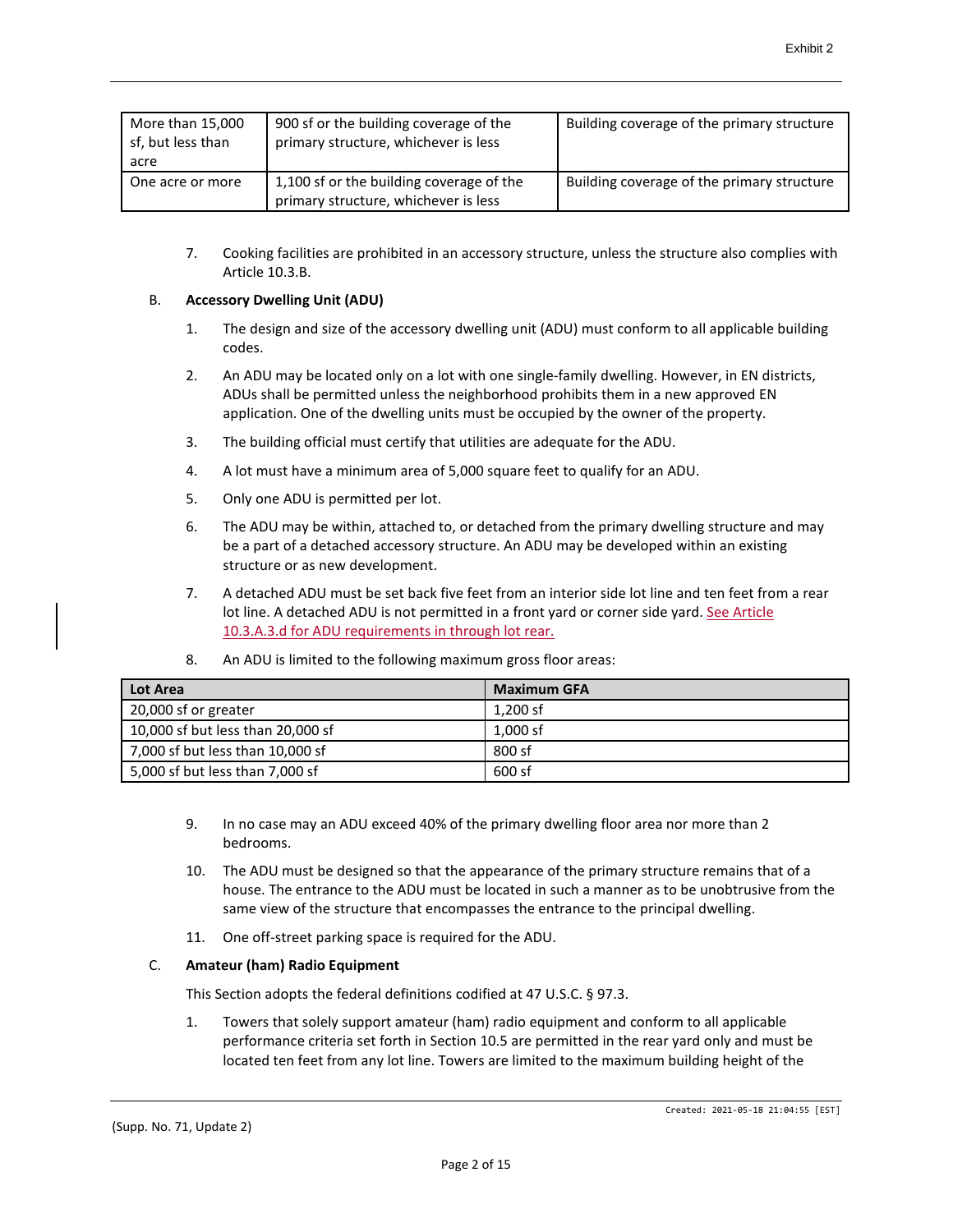| More than 15,000 sf, but less than acre | 900 sf or the building coverage of the primary structure, whichever is less | Building coverage of the primary structure |
|---|---|---|
| One acre or more | 1,100 sf or the building coverage of the primary structure, whichever is less | Building coverage of the primary structure |

7. Cooking facilities are prohibited in an accessory structure, unless the structure also complies with Article 10.3.B.

B. **Accessory Dwelling Unit (ADU)**

1. The design and size of the accessory dwelling unit (ADU) must conform to all applicable building codes.

2. An ADU may be located only on a lot with one single-family dwelling. However, in EN districts, ADUs shall be permitted unless the neighborhood prohibits them in a new approved EN application. One of the dwelling units must be occupied by the owner of the property.

3. The building official must certify that utilities are adequate for the ADU.

4. A lot must have a minimum area of 5,000 square feet to qualify for an ADU.

5. Only one ADU is permitted per lot.

6. The ADU may be within, attached to, or detached from the primary dwelling structure and may be a part of a detached accessory structure. An ADU may be developed within an existing structure or as new development.

7. A detached ADU must be set back five feet from an interior side lot line and ten feet from a rear lot line. A detached ADU is not permitted in a front yard or corner side yard. See Article 10.3.A.3.d for ADU requirements in through lot rear.

8. An ADU is limited to the following maximum gross floor areas:

| Lot Area | Maximum GFA |
|---|---|
| 20,000 sf or greater | 1,200 sf |
| 10,000 sf but less than 20,000 sf | 1,000 sf |
| 7,000 sf but less than 10,000 sf | 800 sf |
| 5,000 sf but less than 7,000 sf | 600 sf |

9. In no case may an ADU exceed 40% of the primary dwelling floor area nor more than 2 bedrooms.

10. The ADU must be designed so that the appearance of the primary structure remains that of a house. The entrance to the ADU must be located in such a manner as to be unobtrusive from the same view of the structure that encompasses the entrance to the principal dwelling.

11. One off-street parking space is required for the ADU.

C. **Amateur (ham) Radio Equipment**

This Section adopts the federal definitions codified at 47 U.S.C. § 97.3.

1. Towers that solely support amateur (ham) radio equipment and conform to all applicable performance criteria set forth in Section 10.5 are permitted in the rear yard only and must be located ten feet from any lot line. Towers are limited to the maximum building height of the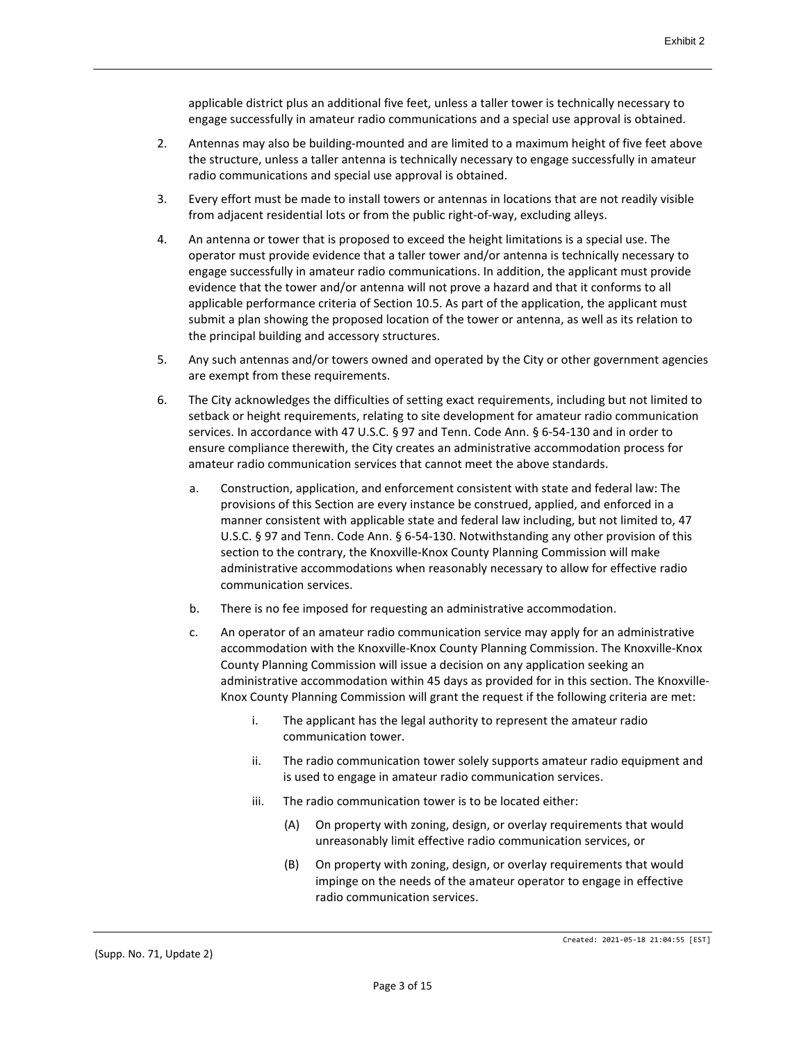applicable district plus an additional five feet, unless a taller tower is technically necessary to engage successfully in amateur radio communications and a special use approval is obtained.

2. Antennas may also be building-mounted and are limited to a maximum height of five feet above the structure, unless a taller antenna is technically necessary to engage successfully in amateur radio communications and special use approval is obtained.

3. Every effort must be made to install towers or antennas in locations that are not readily visible from adjacent residential lots or from the public right-of-way, excluding alleys.

4. An antenna or tower that is proposed to exceed the height limitations is a special use. The operator must provide evidence that a taller tower and/or antenna is technically necessary to engage successfully in amateur radio communications. In addition, the applicant must provide evidence that the tower and/or antenna will not prove a hazard and that it conforms to all applicable performance criteria of Section 10.5. As part of the application, the applicant must submit a plan showing the proposed location of the tower or antenna, as well as its relation to the principal building and accessory structures.

5. Any such antennas and/or towers owned and operated by the City or other government agencies are exempt from these requirements.

6. The City acknowledges the difficulties of setting exact requirements, including but not limited to setback or height requirements, relating to site development for amateur radio communication services. In accordance with 47 U.S.C. § 97 and Tenn. Code Ann. § 6-54-130 and in order to ensure compliance therewith, the City creates an administrative accommodation process for amateur radio communication services that cannot meet the above standards.

   a. Construction, application, and enforcement consistent with state and federal law: The provisions of this Section are every instance be construed, applied, and enforced in a manner consistent with applicable state and federal law including, but not limited to, 47 U.S.C. § 97 and Tenn. Code Ann. § 6-54-130. Notwithstanding any other provision of this section to the contrary, the Knoxville-Knox County Planning Commission will make administrative accommodations when reasonably necessary to allow for effective radio communication services.

   b. There is no fee imposed for requesting an administrative accommodation.

   c. An operator of an amateur radio communication service may apply for an administrative accommodation with the Knoxville-Knox County Planning Commission. The Knoxville-Knox County Planning Commission will issue a decision on any application seeking an administrative accommodation within 45 days as provided for in this section. The Knoxville-Knox County Planning Commission will grant the request if the following criteria are met:

      i. The applicant has the legal authority to represent the amateur radio communication tower.

      ii. The radio communication tower solely supports amateur radio equipment and is used to engage in amateur radio communication services.

      iii. The radio communication tower is to be located either:

         (A) On property with zoning, design, or overlay requirements that would unreasonably limit effective radio communication services, or

         (B) On property with zoning, design, or overlay requirements that would impinge on the needs of the amateur operator to engage in effective radio communication services.

Created: 2021-05-18 21:04:55 [EST]

(Supp. No. 71, Update 2)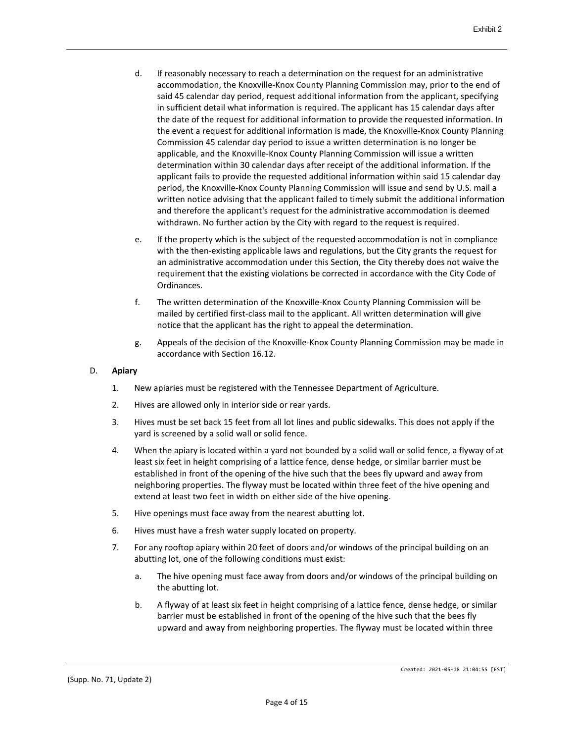d. If reasonably necessary to reach a determination on the request for an administrative accommodation, the Knoxville-Knox County Planning Commission may, prior to the end of said 45 calendar day period, request additional information from the applicant, specifying in sufficient detail what information is required. The applicant has 15 calendar days after the date of the request for additional information to provide the requested information. In the event a request for additional information is made, the Knoxville-Knox County Planning Commission 45 calendar day period to issue a written determination is no longer be applicable, and the Knoxville-Knox County Planning Commission will issue a written determination within 30 calendar days after receipt of the additional information. If the applicant fails to provide the requested additional information within said 15 calendar day period, the Knoxville-Knox County Planning Commission will issue and send by U.S. mail a written notice advising that the applicant failed to timely submit the additional information and therefore the applicant's request for the administrative accommodation is deemed withdrawn. No further action by the City with regard to the request is required.

e. If the property which is the subject of the requested accommodation is not in compliance with the then-existing applicable laws and regulations, but the City grants the request for an administrative accommodation under this Section, the City thereby does not waive the requirement that the existing violations be corrected in accordance with the City Code of Ordinances.

f. The written determination of the Knoxville-Knox County Planning Commission will be mailed by certified first-class mail to the applicant. All written determination will give notice that the applicant has the right to appeal the determination.

g. Appeals of the decision of the Knoxville-Knox County Planning Commission may be made in accordance with Section 16.12.

D. **Apiary**

1. New apiaries must be registered with the Tennessee Department of Agriculture.

2. Hives are allowed only in interior side or rear yards.

3. Hives must be set back 15 feet from all lot lines and public sidewalks. This does not apply if the yard is screened by a solid wall or solid fence.

4. When the apiary is located within a yard not bounded by a solid wall or solid fence, a flyway of at least six feet in height comprising of a lattice fence, dense hedge, or similar barrier must be established in front of the opening of the hive such that the bees fly upward and away from neighboring properties. The flyway must be located within three feet of the hive opening and extend at least two feet in width on either side of the hive opening.

5. Hive openings must face away from the nearest abutting lot.

6. Hives must have a fresh water supply located on property.

7. For any rooftop apiary within 20 feet of doors and/or windows of the principal building on an abutting lot, one of the following conditions must exist:

   a. The hive opening must face away from doors and/or windows of the principal building on the abutting lot.

   b. A flyway of at least six feet in height comprising of a lattice fence, dense hedge, or similar barrier must be established in front of the opening of the hive such that the bees fly upward and away from neighboring properties. The flyway must be located within three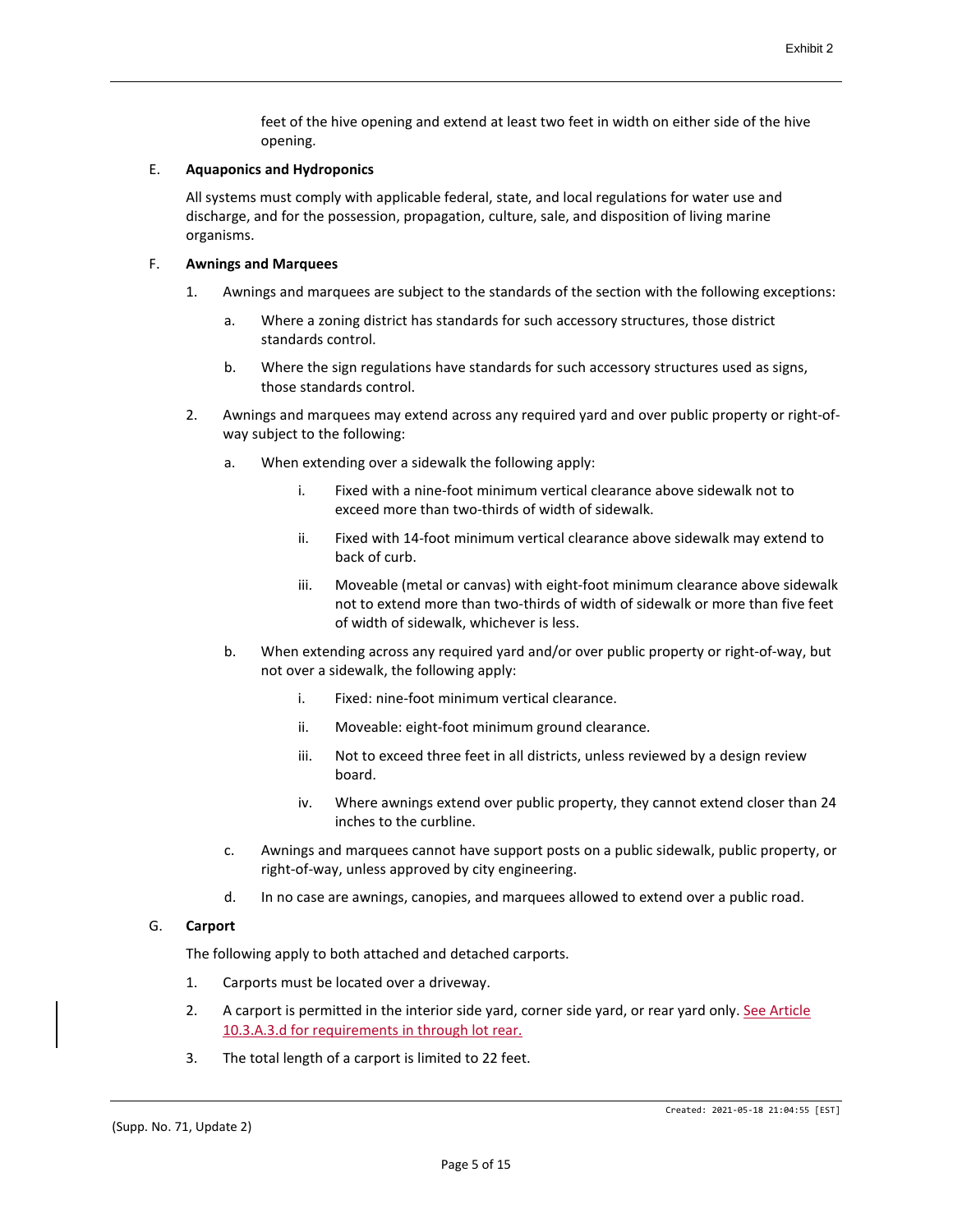feet of the hive opening and extend at least two feet in width on either side of the hive opening.

E. **Aquaponics and Hydroponics**

All systems must comply with applicable federal, state, and local regulations for water use and discharge, and for the possession, propagation, culture, sale, and disposition of living marine organisms.

F. **Awnings and Marquees**

1. Awnings and marquees are subject to the standards of the section with the following exceptions:
   a. Where a zoning district has standards for such accessory structures, those district standards control.
   b. Where the sign regulations have standards for such accessory structures used as signs, those standards control.
2. Awnings and marquees may extend across any required yard and over public property or right-of-way subject to the following:
   a. When extending over a sidewalk the following apply:
      i. Fixed with a nine-foot minimum vertical clearance above sidewalk not to exceed more than two-thirds of width of sidewalk.
      ii. Fixed with 14-foot minimum vertical clearance above sidewalk may extend to back of curb.
      iii. Moveable (metal or canvas) with eight-foot minimum clearance above sidewalk not to extend more than two-thirds of width of sidewalk or more than five feet of width of sidewalk, whichever is less.
   b. When extending across any required yard and/or over public property or right-of-way, but not over a sidewalk, the following apply:
      i. Fixed: nine-foot minimum vertical clearance.
      ii. Moveable: eight-foot minimum ground clearance.
      iii. Not to exceed three feet in all districts, unless reviewed by a design review board.
      iv. Where awnings extend over public property, they cannot extend closer than 24 inches to the curbline.
   c. Awnings and marquees cannot have support posts on a public sidewalk, public property, or right-of-way, unless approved by city engineering.
   d. In no case are awnings, canopies, and marquees allowed to extend over a public road.

G. **Carport**

The following apply to both attached and detached carports.

1. Carports must be located over a driveway.
2. A carport is permitted in the interior side yard, corner side yard, or rear yard only. See Article 10.3.A.3.d for requirements in through lot rear.
3. The total length of a carport is limited to 22 feet.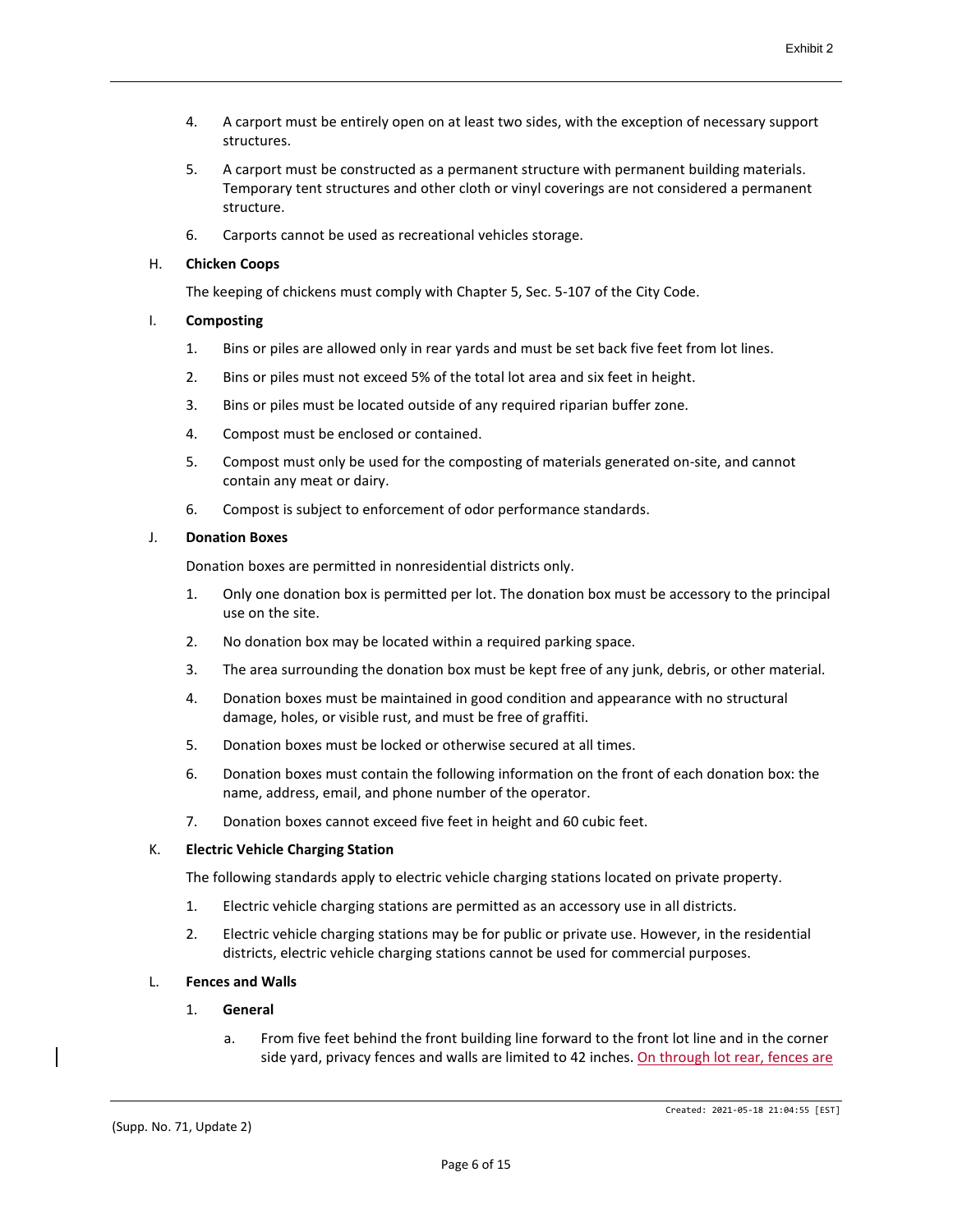4. A carport must be entirely open on at least two sides, with the exception of necessary support structures.

5. A carport must be constructed as a permanent structure with permanent building materials. Temporary tent structures and other cloth or vinyl coverings are not considered a permanent structure.

6. Carports cannot be used as recreational vehicles storage.

H. **Chicken Coops**

The keeping of chickens must comply with Chapter 5, Sec. 5-107 of the City Code.

I. **Composting**

1. Bins or piles are allowed only in rear yards and must be set back five feet from lot lines.

2. Bins or piles must not exceed 5% of the total lot area and six feet in height.

3. Bins or piles must be located outside of any required riparian buffer zone.

4. Compost must be enclosed or contained.

5. Compost must only be used for the composting of materials generated on-site, and cannot contain any meat or dairy.

6. Compost is subject to enforcement of odor performance standards.

J. **Donation Boxes**

Donation boxes are permitted in nonresidential districts only.

1. Only one donation box is permitted per lot. The donation box must be accessory to the principal use on the site.

2. No donation box may be located within a required parking space.

3. The area surrounding the donation box must be kept free of any junk, debris, or other material.

4. Donation boxes must be maintained in good condition and appearance with no structural damage, holes, or visible rust, and must be free of graffiti.

5. Donation boxes must be locked or otherwise secured at all times.

6. Donation boxes must contain the following information on the front of each donation box: the name, address, email, and phone number of the operator.

7. Donation boxes cannot exceed five feet in height and 60 cubic feet.

K. **Electric Vehicle Charging Station**

The following standards apply to electric vehicle charging stations located on private property.

1. Electric vehicle charging stations are permitted as an accessory use in all districts.

2. Electric vehicle charging stations may be for public or private use. However, in the residential districts, electric vehicle charging stations cannot be used for commercial purposes.

L. **Fences and Walls**

1. **General**

   a. From five feet behind the front building line forward to the front lot line and in the corner side yard, privacy fences and walls are limited to 42 inches. On through lot rear, fences are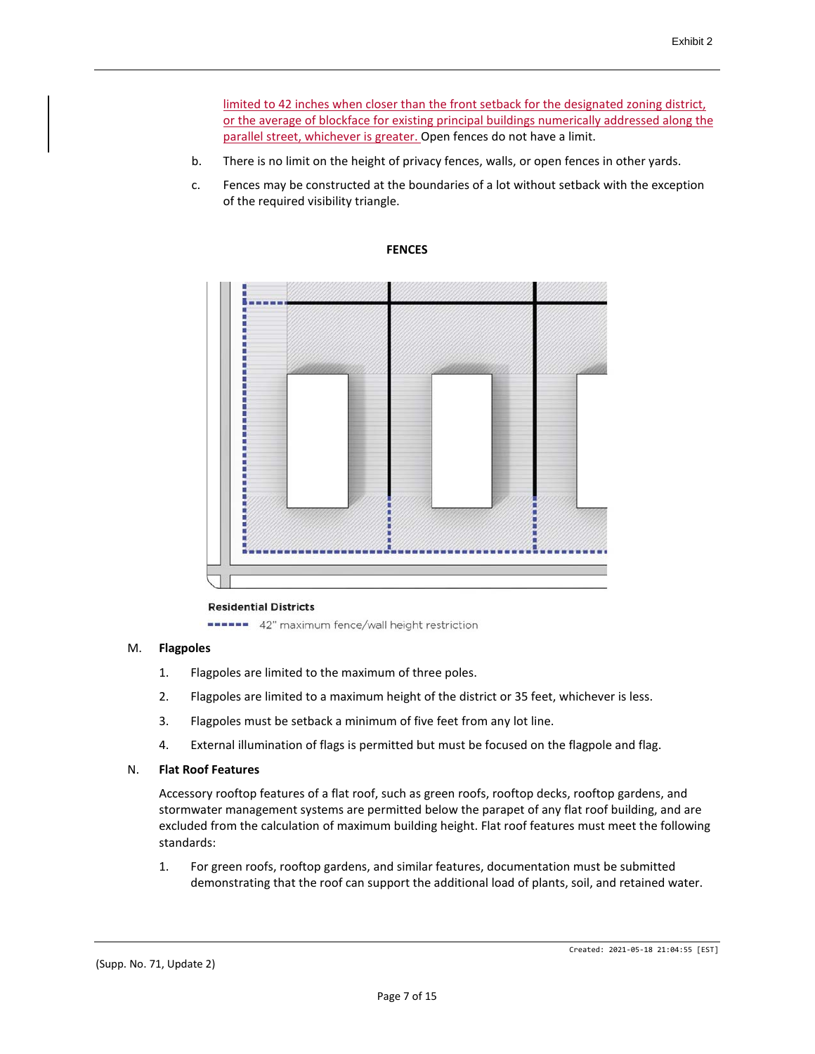limited to 42 inches when closer than the front setback for the designated zoning district, or the average of blockface for existing principal buildings numerically addressed along the parallel street, whichever is greater. Open fences do not have a limit.

b. There is no limit on the height of privacy fences, walls, or open fences in other yards.

c. Fences may be constructed at the boundaries of a lot without setback with the exception of the required visibility triangle.

**FENCES**

Residential Districts

42" maximum fence/wall height restriction

M. **Flagpoles**

1. Flagpoles are limited to the maximum of three poles.

2. Flagpoles are limited to a maximum height of the district or 35 feet, whichever is less.

3. Flagpoles must be setback a minimum of five feet from any lot line.

4. External illumination of flags is permitted but must be focused on the flagpole and flag.

N. **Flat Roof Features**

Accessory rooftop features of a flat roof, such as green roofs, rooftop decks, rooftop gardens, and stormwater management systems are permitted below the parapet of any flat roof building, and are excluded from the calculation of maximum building height. Flat roof features must meet the following standards:

1. For green roofs, rooftop gardens, and similar features, documentation must be submitted demonstrating that the roof can support the additional load of plants, soil, and retained water.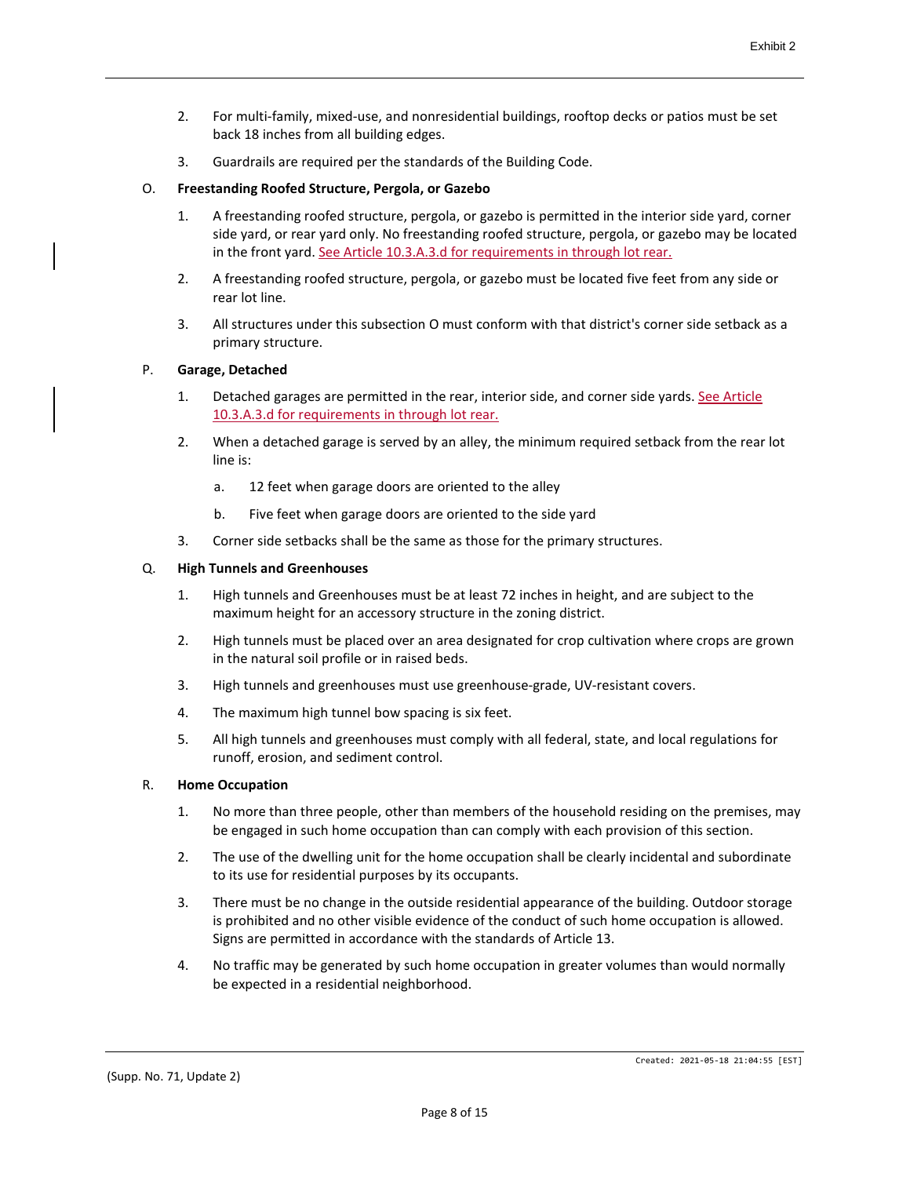2. For multi-family, mixed-use, and nonresidential buildings, rooftop decks or patios must be set back 18 inches from all building edges.

3. Guardrails are required per the standards of the Building Code.

O. **Freestanding Roofed Structure, Pergola, or Gazebo**

1. A freestanding roofed structure, pergola, or gazebo is permitted in the interior side yard, corner side yard, or rear yard only. No freestanding roofed structure, pergola, or gazebo may be located in the front yard. See Article 10.3.A.3.d for requirements in through lot rear.

2. A freestanding roofed structure, pergola, or gazebo must be located five feet from any side or rear lot line.

3. All structures under this subsection O must conform with that district's corner side setback as a primary structure.

P. **Garage, Detached**

1. Detached garages are permitted in the rear, interior side, and corner side yards. See Article 10.3.A.3.d for requirements in through lot rear.

2. When a detached garage is served by an alley, the minimum required setback from the rear lot line is:

   a. 12 feet when garage doors are oriented to the alley

   b. Five feet when garage doors are oriented to the side yard

3. Corner side setbacks shall be the same as those for the primary structures.

Q. **High Tunnels and Greenhouses**

1. High tunnels and Greenhouses must be at least 72 inches in height, and are subject to the maximum height for an accessory structure in the zoning district.

2. High tunnels must be placed over an area designated for crop cultivation where crops are grown in the natural soil profile or in raised beds.

3. High tunnels and greenhouses must use greenhouse-grade, UV-resistant covers.

4. The maximum high tunnel bow spacing is six feet.

5. All high tunnels and greenhouses must comply with all federal, state, and local regulations for runoff, erosion, and sediment control.

R. **Home Occupation**

1. No more than three people, other than members of the household residing on the premises, may be engaged in such home occupation than can comply with each provision of this section.

2. The use of the dwelling unit for the home occupation shall be clearly incidental and subordinate to its use for residential purposes by its occupants.

3. There must be no change in the outside residential appearance of the building. Outdoor storage is prohibited and no other visible evidence of the conduct of such home occupation is allowed. Signs are permitted in accordance with the standards of Article 13.

4. No traffic may be generated by such home occupation in greater volumes than would normally be expected in a residential neighborhood.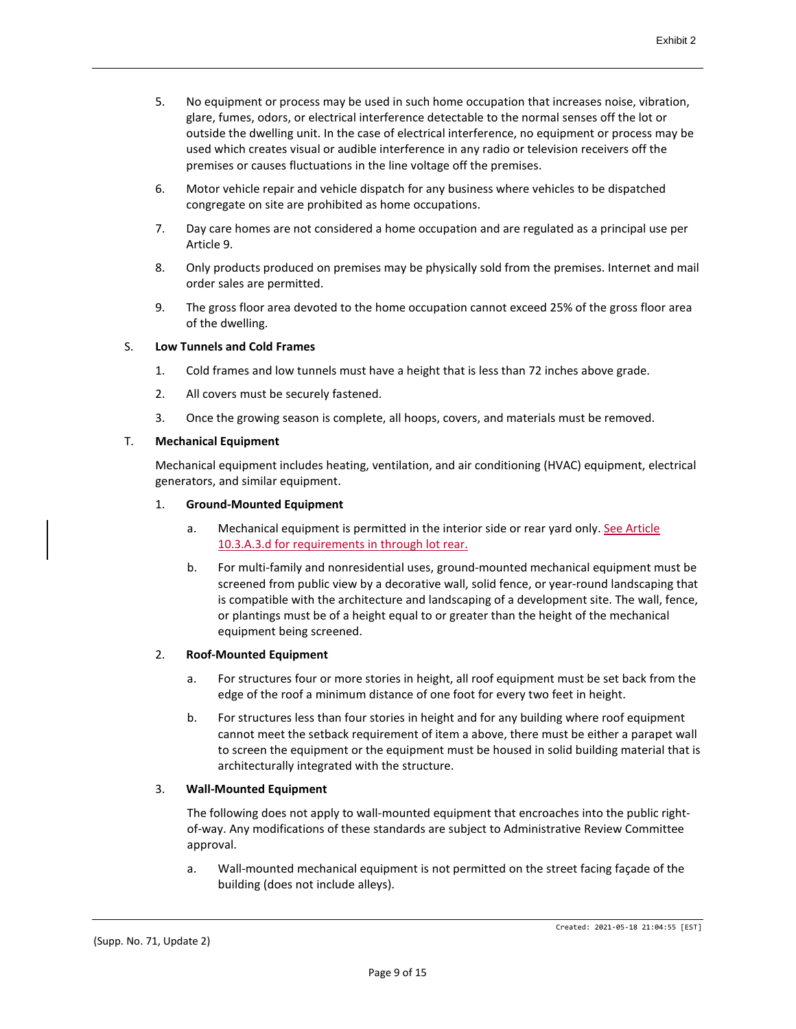5. No equipment or process may be used in such home occupation that increases noise, vibration, glare, fumes, odors, or electrical interference detectable to the normal senses off the lot or outside the dwelling unit. In the case of electrical interference, no equipment or process may be used which creates visual or audible interference in any radio or television receivers off the premises or causes fluctuations in the line voltage off the premises.

6. Motor vehicle repair and vehicle dispatch for any business where vehicles to be dispatched congregate on site are prohibited as home occupations.

7. Day care homes are not considered a home occupation and are regulated as a principal use per Article 9.

8. Only products produced on premises may be physically sold from the premises. Internet and mail order sales are permitted.

9. The gross floor area devoted to the home occupation cannot exceed 25% of the gross floor area of the dwelling.

S. **Low Tunnels and Cold Frames**

1. Cold frames and low tunnels must have a height that is less than 72 inches above grade.

2. All covers must be securely fastened.

3. Once the growing season is complete, all hoops, covers, and materials must be removed.

T. **Mechanical Equipment**

Mechanical equipment includes heating, ventilation, and air conditioning (HVAC) equipment, electrical generators, and similar equipment.

1. **Ground-Mounted Equipment**

   a. Mechanical equipment is permitted in the interior side or rear yard only. See Article 10.3.A.3.d for requirements in through lot rear.

   b. For multi-family and nonresidential uses, ground-mounted mechanical equipment must be screened from public view by a decorative wall, solid fence, or year-round landscaping that is compatible with the architecture and landscaping of a development site. The wall, fence, or plantings must be of a height equal to or greater than the height of the mechanical equipment being screened.

2. **Roof-Mounted Equipment**

   a. For structures four or more stories in height, all roof equipment must be set back from the edge of the roof a minimum distance of one foot for every two feet in height.

   b. For structures less than four stories in height and for any building where roof equipment cannot meet the setback requirement of item a above, there must be either a parapet wall to screen the equipment or the equipment must be housed in solid building material that is architecturally integrated with the structure.

3. **Wall-Mounted Equipment**

   The following does not apply to wall-mounted equipment that encroaches into the public right-of-way. Any modifications of these standards are subject to Administrative Review Committee approval.

   a. Wall-mounted mechanical equipment is not permitted on the street facing façade of the building (does not include alleys).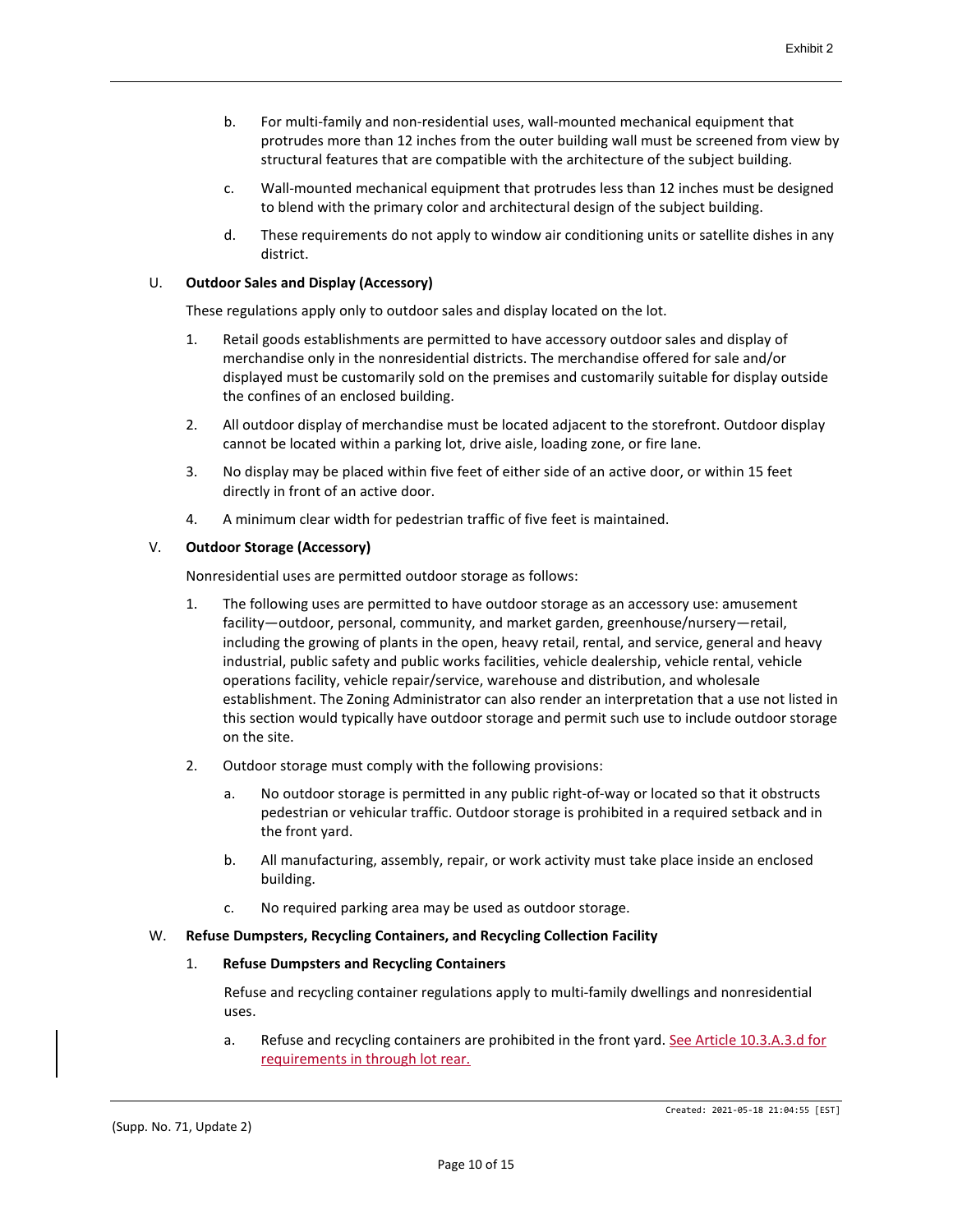b. For multi-family and non-residential uses, wall-mounted mechanical equipment that protrudes more than 12 inches from the outer building wall must be screened from view by structural features that are compatible with the architecture of the subject building.

c. Wall-mounted mechanical equipment that protrudes less than 12 inches must be designed to blend with the primary color and architectural design of the subject building.

d. These requirements do not apply to window air conditioning units or satellite dishes in any district.

U. **Outdoor Sales and Display (Accessory)**

These regulations apply only to outdoor sales and display located on the lot.

1. Retail goods establishments are permitted to have accessory outdoor sales and display of merchandise only in the nonresidential districts. The merchandise offered for sale and/or displayed must be customarily sold on the premises and customarily suitable for display outside the confines of an enclosed building.

2. All outdoor display of merchandise must be located adjacent to the storefront. Outdoor display cannot be located within a parking lot, drive aisle, loading zone, or fire lane.

3. No display may be placed within five feet of either side of an active door, or within 15 feet directly in front of an active door.

4. A minimum clear width for pedestrian traffic of five feet is maintained.

V. **Outdoor Storage (Accessory)**

Nonresidential uses are permitted outdoor storage as follows:

1. The following uses are permitted to have outdoor storage as an accessory use: amusement facility—outdoor, personal, community, and market garden, greenhouse/nursery—retail, including the growing of plants in the open, heavy retail, rental, and service, general and heavy industrial, public safety and public works facilities, vehicle dealership, vehicle rental, vehicle operations facility, vehicle repair/service, warehouse and distribution, and wholesale establishment. The Zoning Administrator can also render an interpretation that a use not listed in this section would typically have outdoor storage and permit such use to include outdoor storage on the site.

2. Outdoor storage must comply with the following provisions:

   a. No outdoor storage is permitted in any public right-of-way or located so that it obstructs pedestrian or vehicular traffic. Outdoor storage is prohibited in a required setback and in the front yard.

   b. All manufacturing, assembly, repair, or work activity must take place inside an enclosed building.

   c. No required parking area may be used as outdoor storage.

W. **Refuse Dumpsters, Recycling Containers, and Recycling Collection Facility**

1. **Refuse Dumpsters and Recycling Containers**

   Refuse and recycling container regulations apply to multi-family dwellings and nonresidential uses.

   a. Refuse and recycling containers are prohibited in the front yard. See Article 10.3.A.3.d for requirements in through lot rear.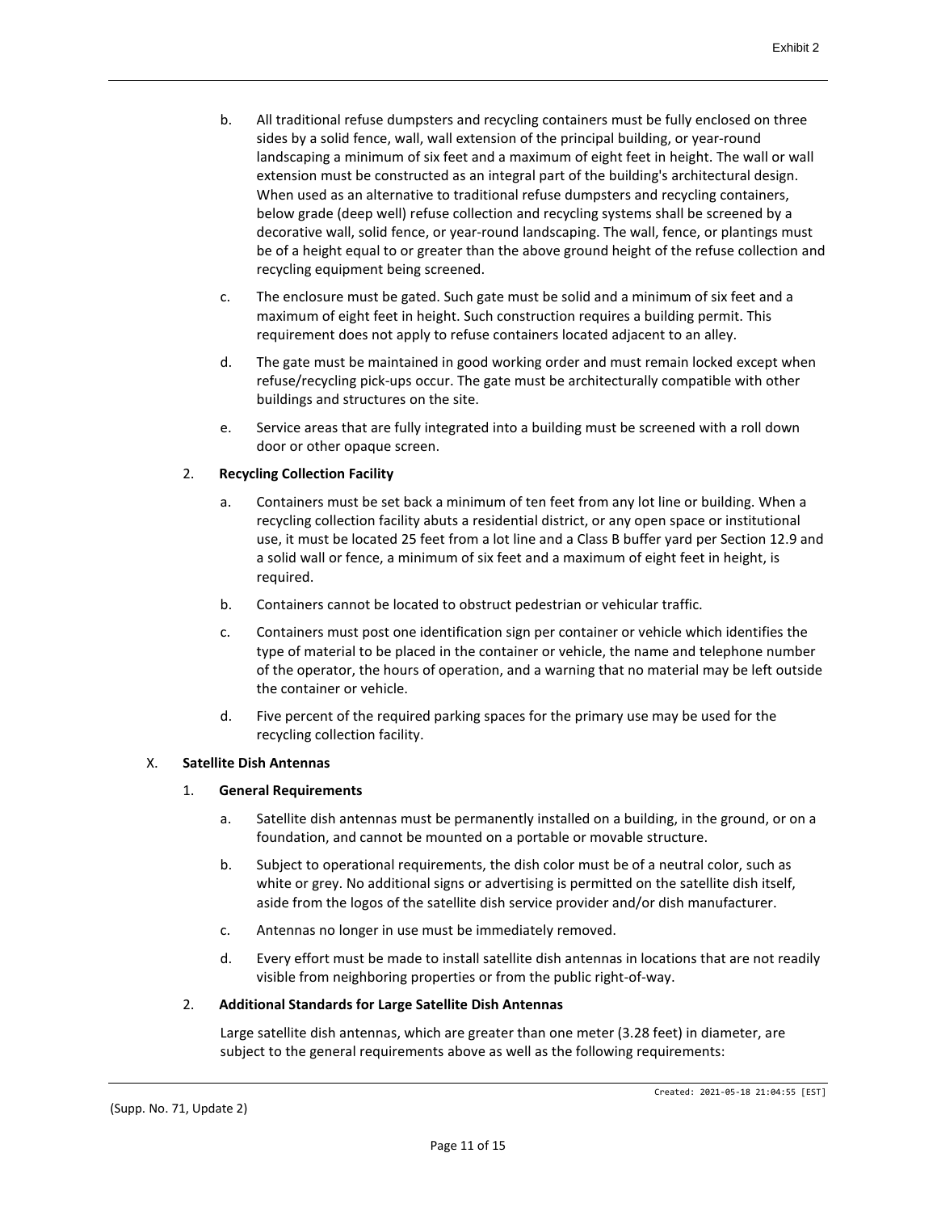b. All traditional refuse dumpsters and recycling containers must be fully enclosed on three sides by a solid fence, wall, wall extension of the principal building, or year-round landscaping a minimum of six feet and a maximum of eight feet in height. The wall or wall extension must be constructed as an integral part of the building's architectural design. When used as an alternative to traditional refuse dumpsters and recycling containers, below grade (deep well) refuse collection and recycling systems shall be screened by a decorative wall, solid fence, or year-round landscaping. The wall, fence, or plantings must be of a height equal to or greater than the above ground height of the refuse collection and recycling equipment being screened.

c. The enclosure must be gated. Such gate must be solid and a minimum of six feet and a maximum of eight feet in height. Such construction requires a building permit. This requirement does not apply to refuse containers located adjacent to an alley.

d. The gate must be maintained in good working order and must remain locked except when refuse/recycling pick-ups occur. The gate must be architecturally compatible with other buildings and structures on the site.

e. Service areas that are fully integrated into a building must be screened with a roll down door or other opaque screen.

2. **Recycling Collection Facility**

a. Containers must be set back a minimum of ten feet from any lot line or building. When a recycling collection facility abuts a residential district, or any open space or institutional use, it must be located 25 feet from a lot line and a Class B buffer yard per Section 12.9 and a solid wall or fence, a minimum of six feet and a maximum of eight feet in height, is required.

b. Containers cannot be located to obstruct pedestrian or vehicular traffic.

c. Containers must post one identification sign per container or vehicle which identifies the type of material to be placed in the container or vehicle, the name and telephone number of the operator, the hours of operation, and a warning that no material may be left outside the container or vehicle.

d. Five percent of the required parking spaces for the primary use may be used for the recycling collection facility.

X. **Satellite Dish Antennas**

1. **General Requirements**

a. Satellite dish antennas must be permanently installed on a building, in the ground, or on a foundation, and cannot be mounted on a portable or movable structure.

b. Subject to operational requirements, the dish color must be of a neutral color, such as white or grey. No additional signs or advertising is permitted on the satellite dish itself, aside from the logos of the satellite dish service provider and/or dish manufacturer.

c. Antennas no longer in use must be immediately removed.

d. Every effort must be made to install satellite dish antennas in locations that are not readily visible from neighboring properties or from the public right-of-way.

2. **Additional Standards for Large Satellite Dish Antennas**

Large satellite dish antennas, which are greater than one meter (3.28 feet) in diameter, are subject to the general requirements above as well as the following requirements: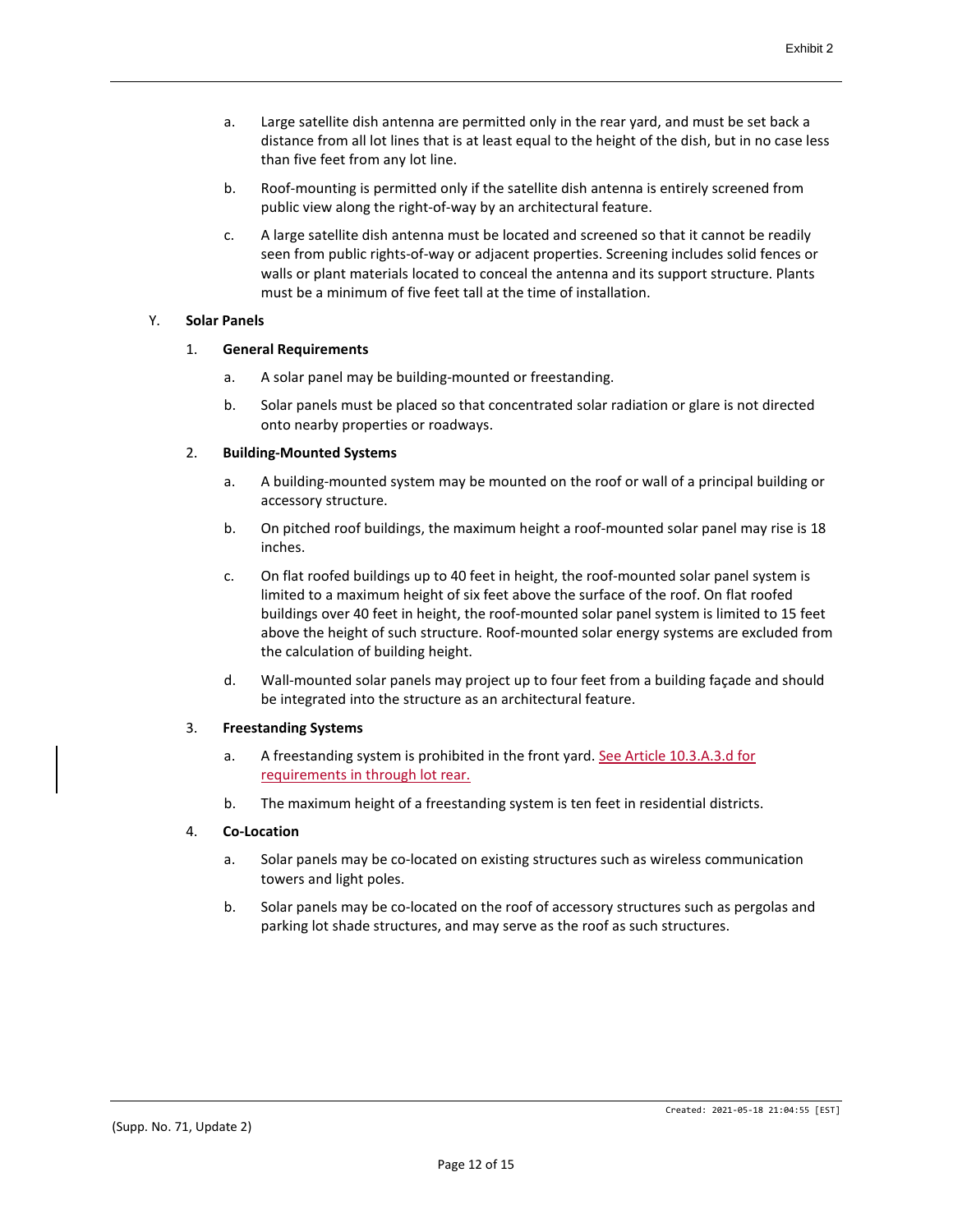a. Large satellite dish antenna are permitted only in the rear yard, and must be set back a distance from all lot lines that is at least equal to the height of the dish, but in no case less than five feet from any lot line.

b. Roof-mounting is permitted only if the satellite dish antenna is entirely screened from public view along the right-of-way by an architectural feature.

c. A large satellite dish antenna must be located and screened so that it cannot be readily seen from public rights-of-way or adjacent properties. Screening includes solid fences or walls or plant materials located to conceal the antenna and its support structure. Plants must be a minimum of five feet tall at the time of installation.

Y. **Solar Panels**

1. **General Requirements**

   a. A solar panel may be building-mounted or freestanding.

   b. Solar panels must be placed so that concentrated solar radiation or glare is not directed onto nearby properties or roadways.

2. **Building-Mounted Systems**

   a. A building-mounted system may be mounted on the roof or wall of a principal building or accessory structure.

   b. On pitched roof buildings, the maximum height a roof-mounted solar panel may rise is 18 inches.

   c. On flat roofed buildings up to 40 feet in height, the roof-mounted solar panel system is limited to a maximum height of six feet above the surface of the roof. On flat roofed buildings over 40 feet in height, the roof-mounted solar panel system is limited to 15 feet above the height of such structure. Roof-mounted solar energy systems are excluded from the calculation of building height.

   d. Wall-mounted solar panels may project up to four feet from a building façade and should be integrated into the structure as an architectural feature.

3. **Freestanding Systems**

   a. A freestanding system is prohibited in the front yard. See Article 10.3.A.3.d for requirements in through lot rear.

   b. The maximum height of a freestanding system is ten feet in residential districts.

4. **Co-Location**

   a. Solar panels may be co-located on existing structures such as wireless communication towers and light poles.

   b. Solar panels may be co-located on the roof of accessory structures such as pergolas and parking lot shade structures, and may serve as the roof as such structures.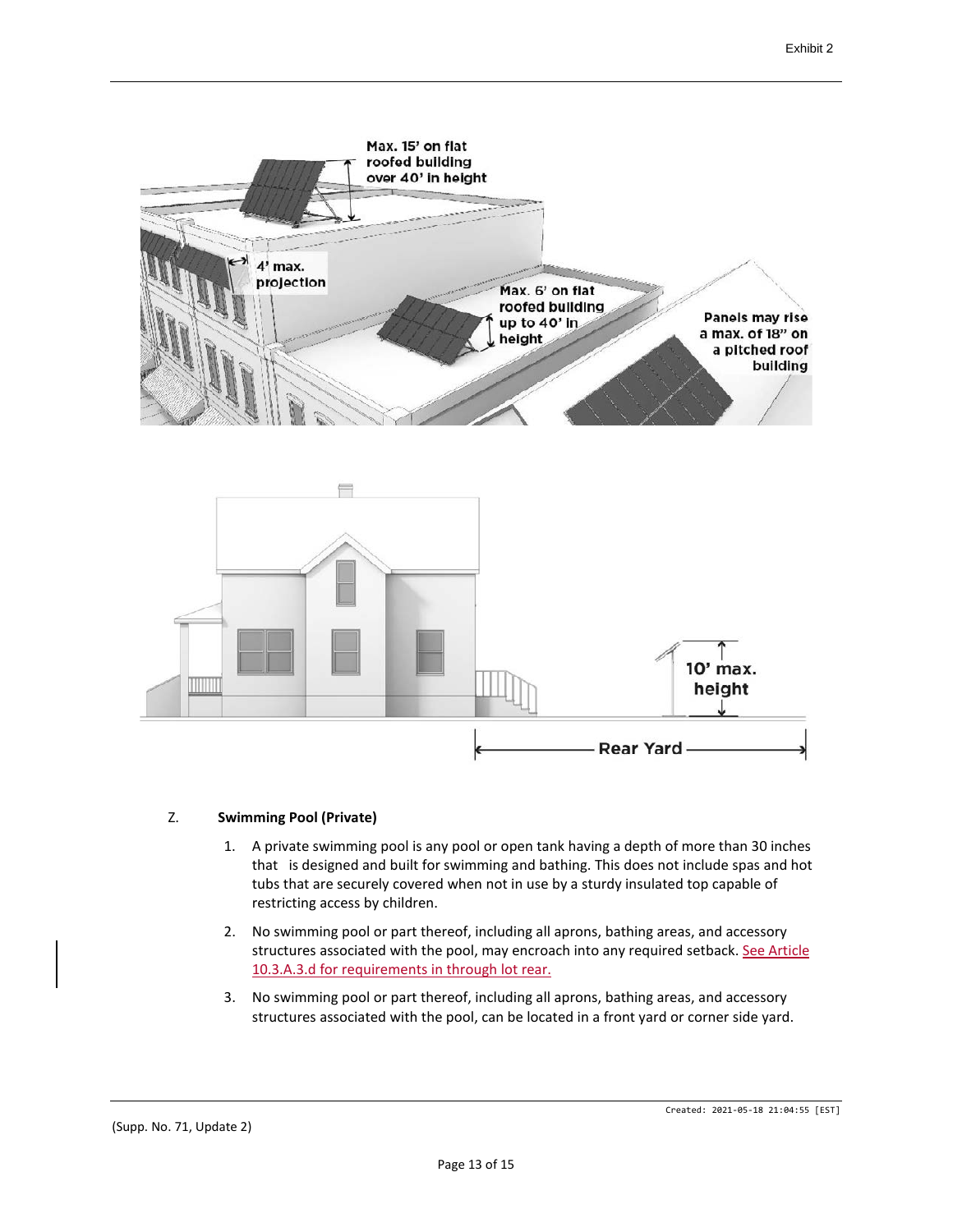Max. 15' on flat roofed building over 40' in height

4' max. projection

Max. 6' on flat roofed building up to 40' in height

Panels may rise a max. of 18" on a pitched roof building

10' max. height

Rear Yard

Z. **Swimming Pool (Private)**

1. A private swimming pool is any pool or open tank having a depth of more than 30 inches that is designed and built for swimming and bathing. This does not include spas and hot tubs that are securely covered when not in use by a sturdy insulated top capable of restricting access by children.
2. No swimming pool or part thereof, including all aprons, bathing areas, and accessory structures associated with the pool, may encroach into any required setback. See Article 10.3.A.3.d for requirements in through lot rear.
3. No swimming pool or part thereof, including all aprons, bathing areas, and accessory structures associated with the pool, can be located in a front yard or corner side yard.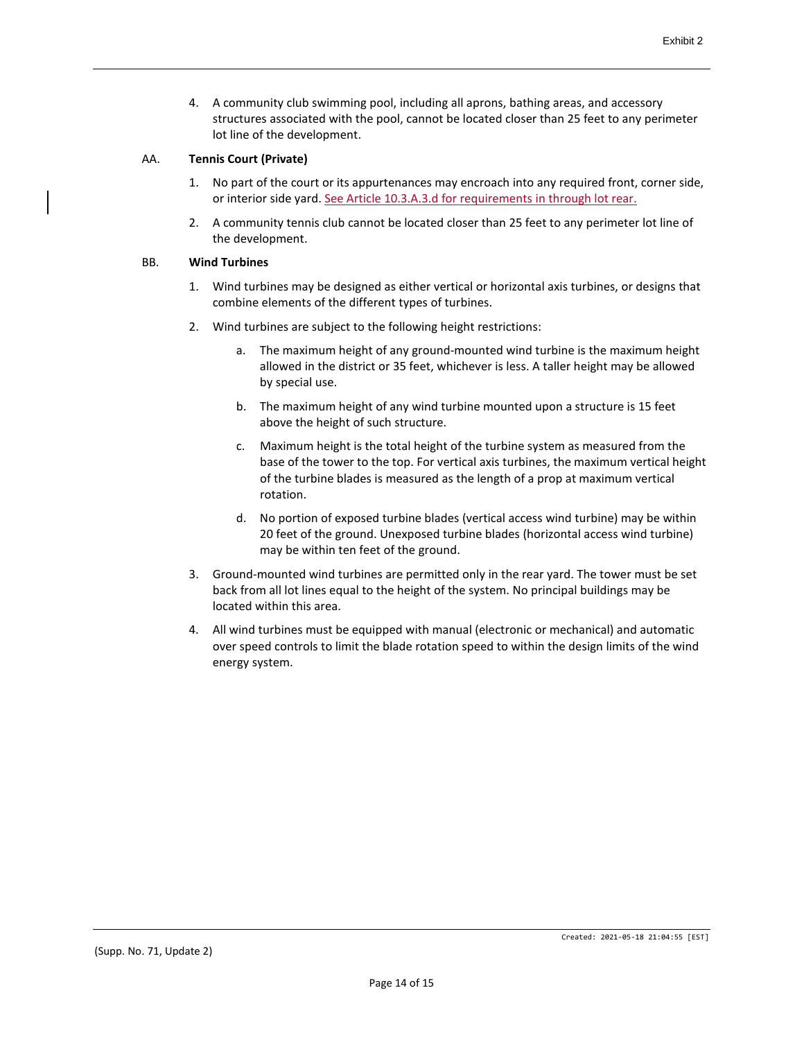4. A community club swimming pool, including all aprons, bathing areas, and accessory structures associated with the pool, cannot be located closer than 25 feet to any perimeter lot line of the development.

AA. **Tennis Court (Private)**

1. No part of the court or its appurtenances may encroach into any required front, corner side, or interior side yard. See Article 10.3.A.3.d for requirements in through lot rear.
2. A community tennis club cannot be located closer than 25 feet to any perimeter lot line of the development.

BB. **Wind Turbines**

1. Wind turbines may be designed as either vertical or horizontal axis turbines, or designs that combine elements of the different types of turbines.
2. Wind turbines are subject to the following height restrictions:
   a. The maximum height of any ground-mounted wind turbine is the maximum height allowed in the district or 35 feet, whichever is less. A taller height may be allowed by special use.
   b. The maximum height of any wind turbine mounted upon a structure is 15 feet above the height of such structure.
   c. Maximum height is the total height of the turbine system as measured from the base of the tower to the top. For vertical axis turbines, the maximum vertical height of the turbine blades is measured as the length of a prop at maximum vertical rotation.
   d. No portion of exposed turbine blades (vertical access wind turbine) may be within 20 feet of the ground. Unexposed turbine blades (horizontal access wind turbine) may be within ten feet of the ground.
3. Ground-mounted wind turbines are permitted only in the rear yard. The tower must be set back from all lot lines equal to the height of the system. No principal buildings may be located within this area.
4. All wind turbines must be equipped with manual (electronic or mechanical) and automatic over speed controls to limit the blade rotation speed to within the design limits of the wind energy system.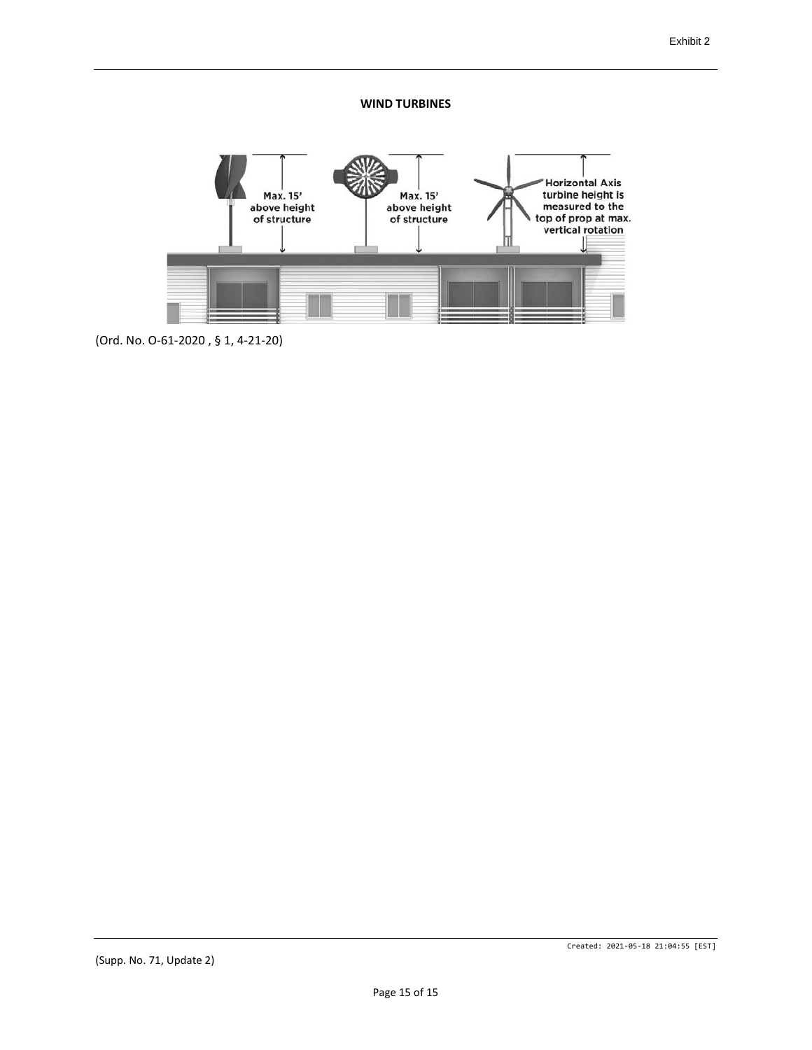**WIND TURBINES**

Max. 15' above height of structure

Max. 15' above height of structure

Horizontal Axis turbine height is measured to the top of prop at max. vertical rotation

(Ord. No. O-61-2020 , § 1, 4-21-20)